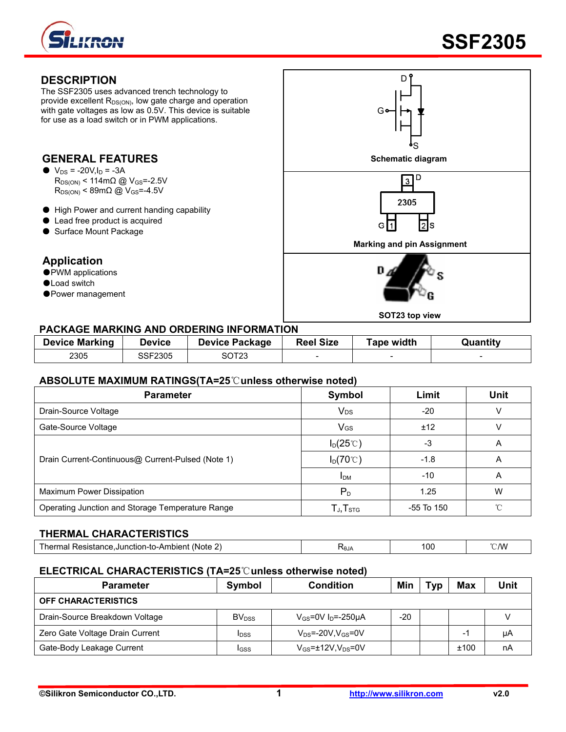# SSF2305

## DESCRIPTION

The SSF2305 uses advanced trench technology to provide excellent $R_{DS(ON)}$, low gate charge and operation with gate voltages as low as 0.5V. This device is suitable for use as a load switch or in PWM applications.

## GENERAL FEATURES

- $V_{DS}$ = -20V, $I_D$ = -3A
  $R_{DS(ON)}$ < 114mΩ @ $V_{GS}$=-2.5V
  $R_{DS(ON)}$ < 89mΩ @ $V_{GS}$=-4.5V
- High Power and current handing capability
- Lead free product is acquired
- Surface Mount Package

## Application

- PWM applications
- Load switch
- Power management

Schematic diagram

Marking and pin Assignment

SOT23 top view

## PACKAGE MARKING AND ORDERING INFORMATION

| Device Marking | Device | Device Package | Reel Size | Tape width | Quantity |
|---|---|---|---|---|---|
| 2305 | SSF2305 | SOT23 | - | - | - |

## ABSOLUTE MAXIMUM RATINGS(TA=25℃unless otherwise noted)

| Parameter | Symbol | Limit | Unit |
|---|---|---|---|
| Drain-Source Voltage | $V_{DS}$ | -20 | V |
| Gate-Source Voltage | $V_{GS}$ | ±12 | V |
| Drain Current-Continuous@ Current-Pulsed (Note 1) | $I_D$(25℃) | -3 | A |
| | $I_D$(70℃) | -1.8 | A |
| | $I_{DM}$ | -10 | A |
| Maximum Power Dissipation | $P_D$ | 1.25 | W |
| Operating Junction and Storage Temperature Range | $T_J$,$T_{STG}$ | -55 To 150 | ℃ |

## THERMAL CHARACTERISTICS

| Parameter | Symbol | Limit | Unit |
|---|---|---|---|
| Thermal Resistance,Junction-to-Ambient (Note 2) | $R_{\theta JA}$ | 100 | ℃/W |

## ELECTRICAL CHARACTERISTICS (TA=25℃unless otherwise noted)

| Parameter | Symbol | Condition | Min | Typ | Max | Unit |
|---|---|---|---|---|---|---|
| **OFF CHARACTERISTICS** | | | | | | |
| Drain-Source Breakdown Voltage | $BV_{DSS}$ | $V_{GS}$=0V $I_D$=-250μA | -20 | | | V |
| Zero Gate Voltage Drain Current | $I_{DSS}$ | $V_{DS}$=-20V,$V_{GS}$=0V | | | -1 | μA |
| Gate-Body Leakage Current | $I_{GSS}$ | $V_{GS}$=±12V,$V_{DS}$=0V | | | ±100 | nA |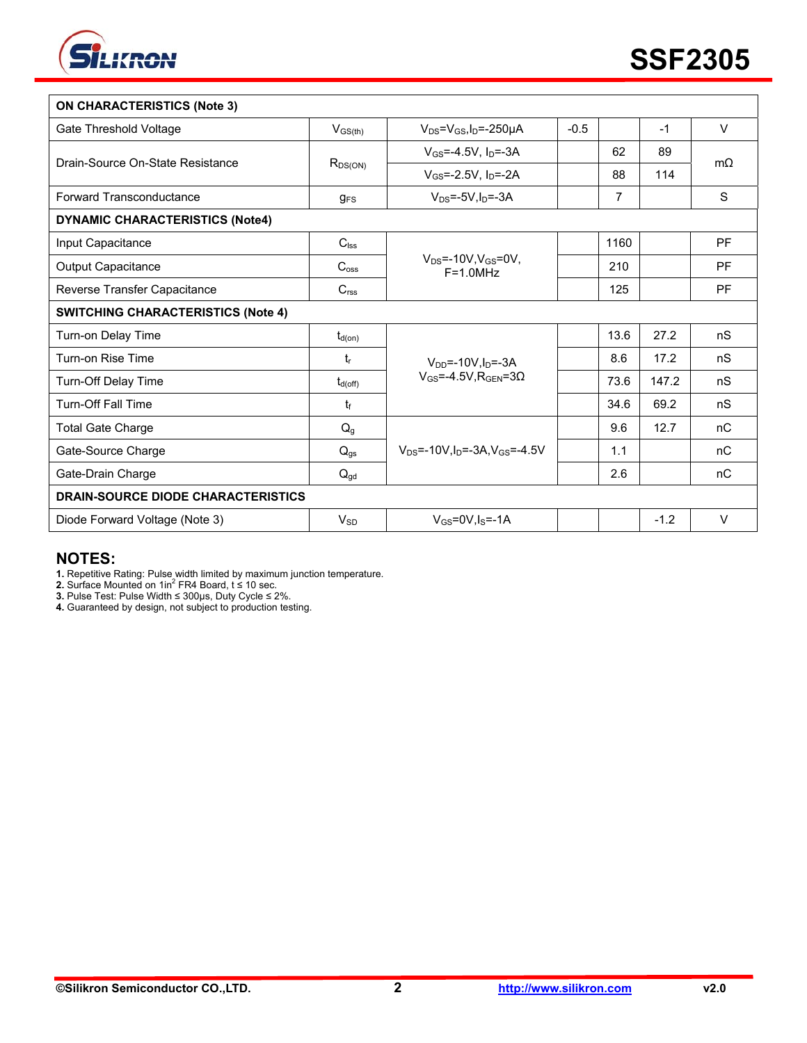| ON CHARACTERISTICS (Note 3) | | | | | | |
|---|---|---|---|---|---|---|
| Gate Threshold Voltage | $V_{GS(th)}$ | $V_{DS}=V_{GS}$,$I_D$=-250μA | -0.5 | | -1 | V |
| Drain-Source On-State Resistance | $R_{DS(ON)}$ | $V_{GS}$=-4.5V, $I_D$=-3A | | 62 | 89 | mΩ |
| | | $V_{GS}$=-2.5V, $I_D$=-2A | | 88 | 114 | |
| Forward Transconductance | $g_{FS}$ | $V_{DS}$=-5V,$I_D$=-3A | | 7 | | S |
| **DYNAMIC CHARACTERISTICS (Note4)** | | | | | | |
| Input Capacitance | $C_{iss}$ | $V_{DS}$=-10V,$V_{GS}$=0V, F=1.0MHz | | 1160 | | PF |
| Output Capacitance | $C_{oss}$ | | | 210 | | PF |
| Reverse Transfer Capacitance | $C_{rss}$ | | | 125 | | PF |
| **SWITCHING CHARACTERISTICS (Note 4)** | | | | | | |
| Turn-on Delay Time | $t_{d(on)}$ | $V_{DD}$=-10V,$I_D$=-3A $V_{GS}$=-4.5V,$R_{GEN}$=3Ω | | 13.6 | 27.2 | nS |
| Turn-on Rise Time | $t_r$ | | | 8.6 | 17.2 | nS |
| Turn-Off Delay Time | $t_{d(off)}$ | | | 73.6 | 147.2 | nS |
| Turn-Off Fall Time | $t_f$ | | | 34.6 | 69.2 | nS |
| Total Gate Charge | $Q_g$ | $V_{DS}$=-10V,$I_D$=-3A,$V_{GS}$=-4.5V | | 9.6 | 12.7 | nC |
| Gate-Source Charge | $Q_{gs}$ | | | 1.1 | | nC |
| Gate-Drain Charge | $Q_{gd}$ | | | 2.6 | | nC |
| **DRAIN-SOURCE DIODE CHARACTERISTICS** | | | | | | |
| Diode Forward Voltage (Note 3) | $V_{SD}$ | $V_{GS}$=0V,$I_S$=-1A | | | -1.2 | V |

## NOTES:

**1.** Repetitive Rating: Pulse width limited by maximum junction temperature.
**2.** Surface Mounted on 1in$^2$ FR4 Board, t ≤ 10 sec.
**3.** Pulse Test: Pulse Width ≤ 300μs, Duty Cycle ≤ 2%.
**4.** Guaranteed by design, not subject to production testing.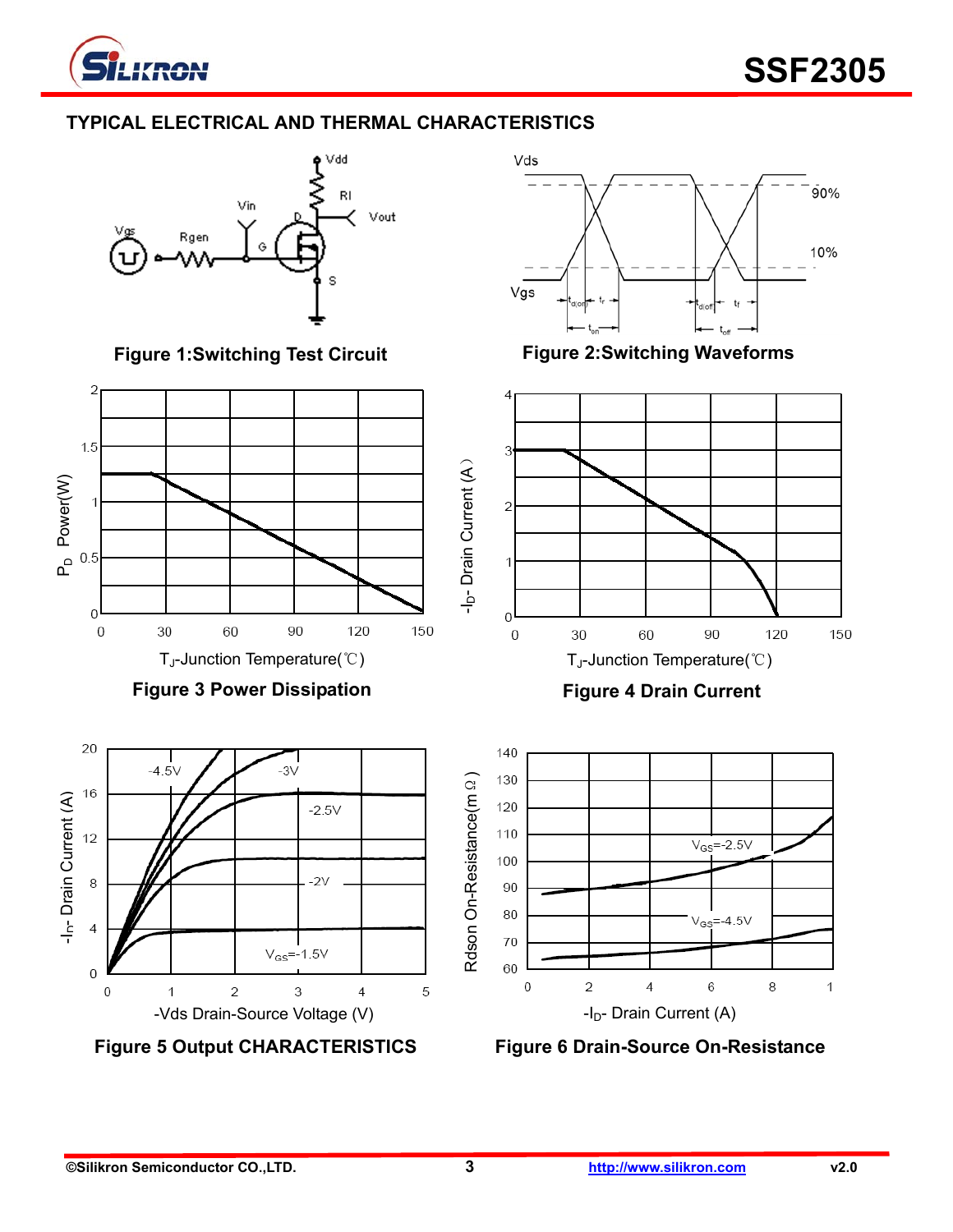## TYPICAL ELECTRICAL AND THERMAL CHARACTERISTICS

Figure 1:Switching Test Circuit

Figure 2:Switching Waveforms

Figure 3 Power Dissipation

Figure 4 Drain Current

Figure 5 Output CHARACTERISTICS

Figure 6 Drain-Source On-Resistance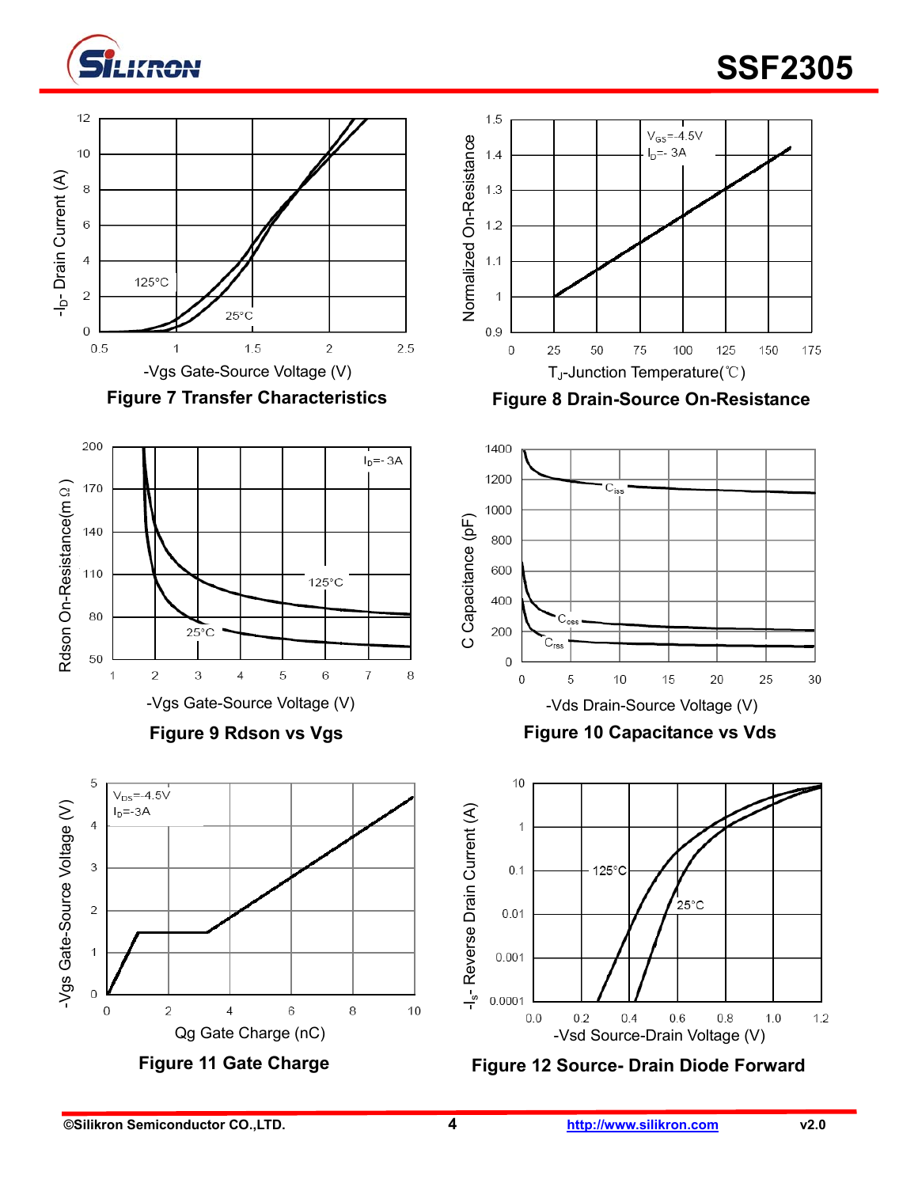Figure 7 Transfer Characteristics

Figure 8 Drain-Source On-Resistance

Figure 9 Rdson vs Vgs

Figure 10 Capacitance vs Vds

Figure 11 Gate Charge

Figure 12 Source- Drain Diode Forward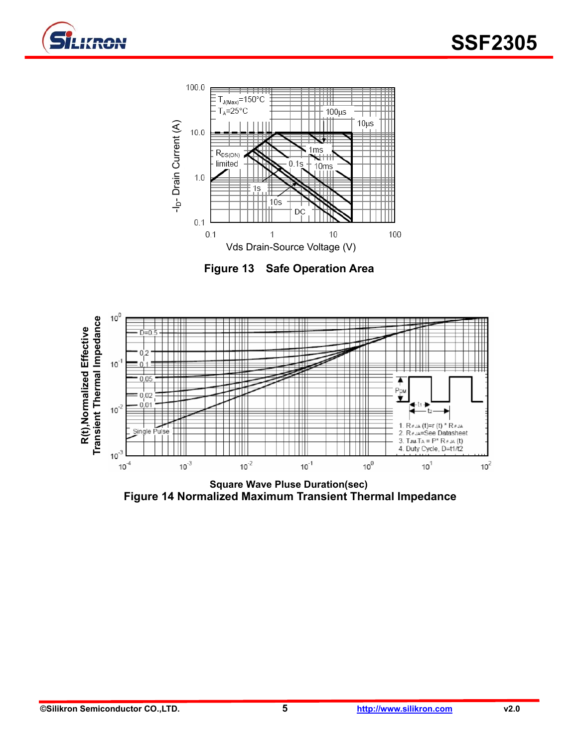**Figure 13 Safe Operation Area**

Square Wave Pluse Duration(sec)

**Figure 14 Normalized Maximum Transient Thermal Impedance**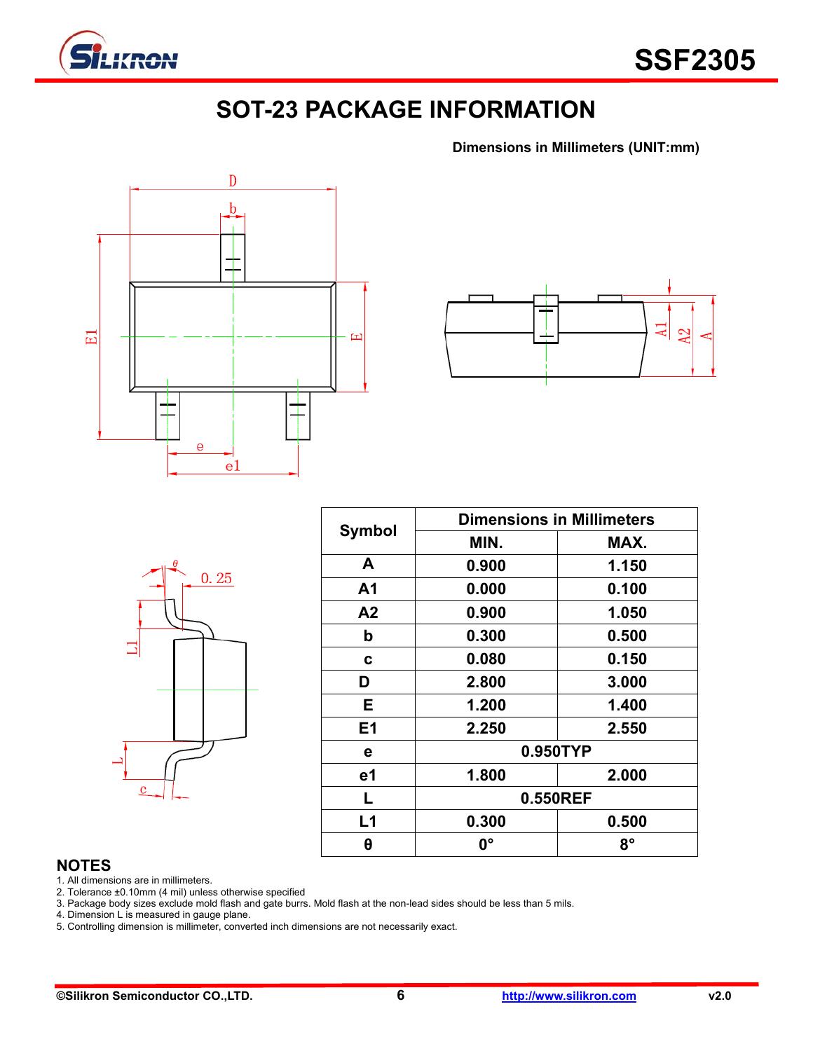# SOT-23 PACKAGE INFORMATION

**Dimensions in Millimeters (UNIT:mm)**

| Symbol | Dimensions in Millimeters | |
|---|---|---|
| | MIN. | MAX. |
| A | 0.900 | 1.150 |
| A1 | 0.000 | 0.100 |
| A2 | 0.900 | 1.050 |
| b | 0.300 | 0.500 |
| c | 0.080 | 0.150 |
| D | 2.800 | 3.000 |
| E | 1.200 | 1.400 |
| E1 | 2.250 | 2.550 |
| e | 0.950TYP | |
| e1 | 1.800 | 2.000 |
| L | 0.550REF | |
| L1 | 0.300 | 0.500 |
| θ | 0° | 8° |

## NOTES

1. All dimensions are in millimeters.
2. Tolerance ±0.10mm (4 mil) unless otherwise specified
3. Package body sizes exclude mold flash and gate burrs. Mold flash at the non-lead sides should be less than 5 mils.
4. Dimension L is measured in gauge plane.
5. Controlling dimension is millimeter, converted inch dimensions are not necessarily exact.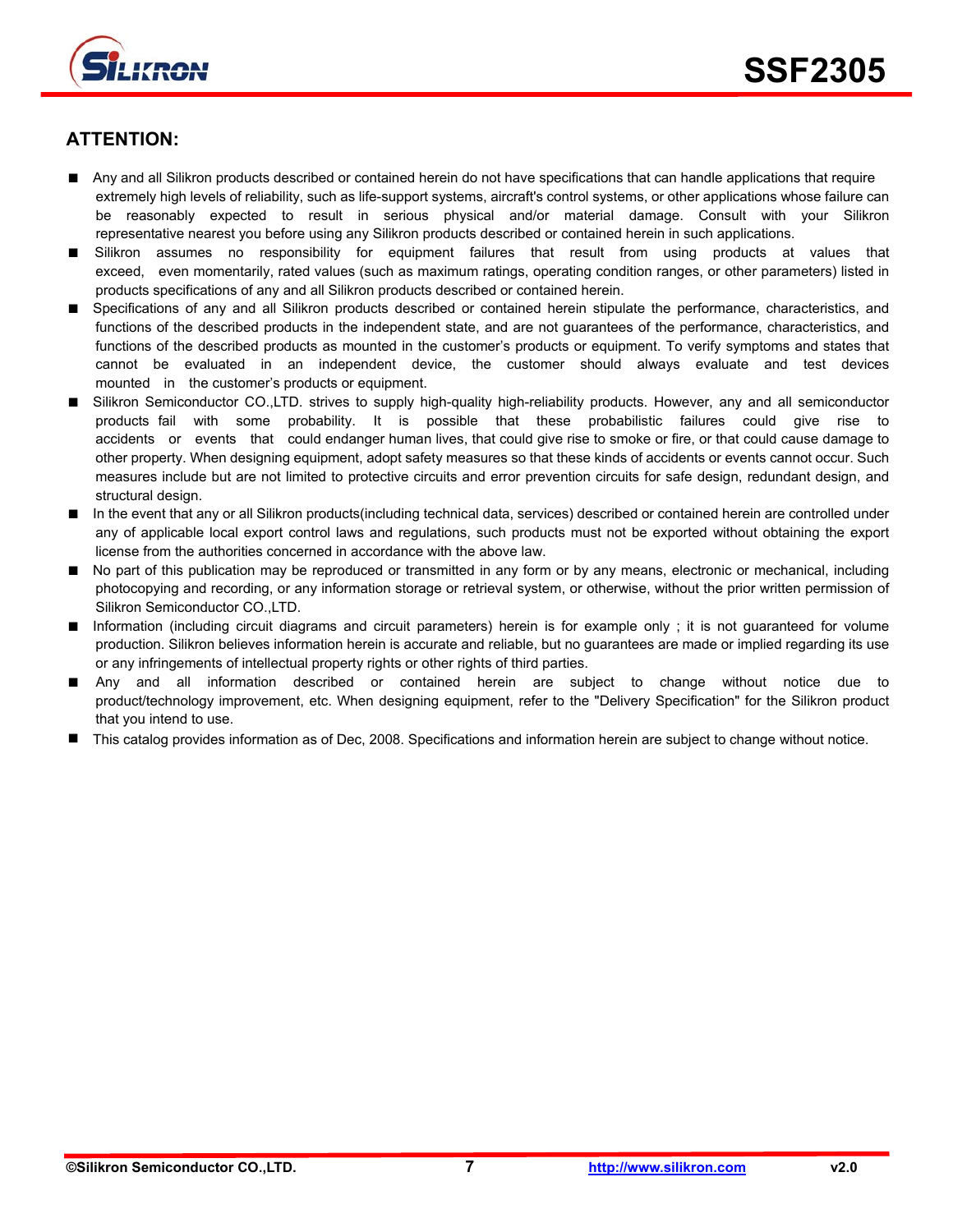## ATTENTION:

- Any and all Silikron products described or contained herein do not have specifications that can handle applications that require extremely high levels of reliability, such as life-support systems, aircraft's control systems, or other applications whose failure can be reasonably expected to result in serious physical and/or material damage. Consult with your Silikron representative nearest you before using any Silikron products described or contained herein in such applications.
- Silikron assumes no responsibility for equipment failures that result from using products at values that exceed, even momentarily, rated values (such as maximum ratings, operating condition ranges, or other parameters) listed in products specifications of any and all Silikron products described or contained herein.
- Specifications of any and all Silikron products described or contained herein stipulate the performance, characteristics, and functions of the described products in the independent state, and are not guarantees of the performance, characteristics, and functions of the described products as mounted in the customer's products or equipment. To verify symptoms and states that cannot be evaluated in an independent device, the customer should always evaluate and test devices mounted in the customer's products or equipment.
- Silikron Semiconductor CO.,LTD. strives to supply high-quality high-reliability products. However, any and all semiconductor products fail with some probability. It is possible that these probabilistic failures could give rise to accidents or events that could endanger human lives, that could give rise to smoke or fire, or that could cause damage to other property. When designing equipment, adopt safety measures so that these kinds of accidents or events cannot occur. Such measures include but are not limited to protective circuits and error prevention circuits for safe design, redundant design, and structural design.
- In the event that any or all Silikron products(including technical data, services) described or contained herein are controlled under any of applicable local export control laws and regulations, such products must not be exported without obtaining the export license from the authorities concerned in accordance with the above law.
- No part of this publication may be reproduced or transmitted in any form or by any means, electronic or mechanical, including photocopying and recording, or any information storage or retrieval system, or otherwise, without the prior written permission of Silikron Semiconductor CO.,LTD.
- Information (including circuit diagrams and circuit parameters) herein is for example only ; it is not guaranteed for volume production. Silikron believes information herein is accurate and reliable, but no guarantees are made or implied regarding its use or any infringements of intellectual property rights or other rights of third parties.
- Any and all information described or contained herein are subject to change without notice due to product/technology improvement, etc. When designing equipment, refer to the "Delivery Specification" for the Silikron product that you intend to use.
- This catalog provides information as of Dec, 2008. Specifications and information herein are subject to change without notice.